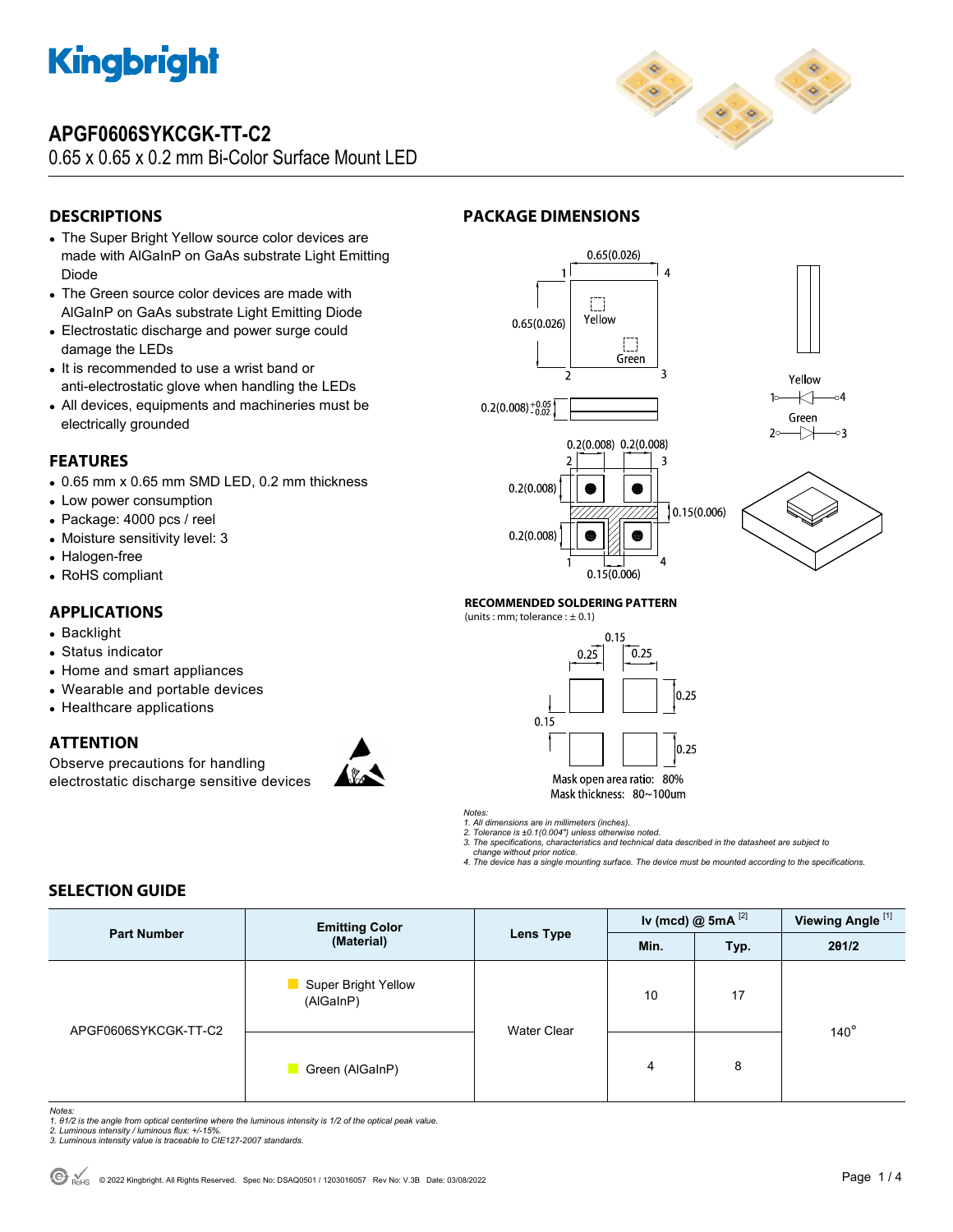# APGF0606SYKCGK-TT-C2

0.65 x 0.65 x 0.2 mm Bi-Color Surface Mount LED

## DESCRIPTIONS

- The Super Bright Yellow source color devices are made with AlGaInP on GaAs substrate Light Emitting Diode
- The Green source color devices are made with AlGaInP on GaAs substrate Light Emitting Diode
- Electrostatic discharge and power surge could damage the LEDs
- It is recommended to use a wrist band or anti-electrostatic glove when handling the LEDs
- All devices, equipments and machineries must be electrically grounded

## FEATURES

- 0.65 mm x 0.65 mm SMD LED, 0.2 mm thickness
- Low power consumption
- Package: 4000 pcs / reel
- Moisture sensitivity level: 3
- Halogen-free
- RoHS compliant

## APPLICATIONS

- Backlight
- Status indicator
- Home and smart appliances
- Wearable and portable devices
- Healthcare applications

## ATTENTION

Observe precautions for handling electrostatic discharge sensitive devices

## PACKAGE DIMENSIONS

0.65(0.026)

0.65(0.026)

Yellow

Green

$0.2(0.008)^{+0.05}_{-0.02}$

0.2(0.008) 0.2(0.008)

0.2(0.008)

0.2(0.008)

0.15(0.006)

0.15(0.006)

Yellow: 1 – 4

Green: 2 – 3

**RECOMMENDED SOLDERING PATTERN**

(units : mm; tolerance : ± 0.1)

0.15, 0.25, 0.25, 0.25, 0.15, 0.25

Mask open area ratio: 80%

Mask thickness: 80~100um

*Notes:*

*1. All dimensions are in millimeters (inches).*
*2. Tolerance is ±0.1(0.004") unless otherwise noted.*
*3. The specifications, characteristics and technical data described in the datasheet are subject to change without prior notice.*
*4. The device has a single mounting surface. The device must be mounted according to the specifications.*

## SELECTION GUIDE

| Part Number | Emitting Color (Material) | Lens Type | Iv (mcd) @ 5mA [2] | | Viewing Angle [1] |
|---|---|---|---|---|---|
| | | | Min. | Typ. | 2θ1/2 |
| APGF0606SYKCGK-TT-C2 | Super Bright Yellow (AlGaInP) | Water Clear | 10 | 17 | 140° |
| | Green (AlGaInP) | | 4 | 8 | |

*Notes:*
*1. θ1/2 is the angle from optical centerline where the luminous intensity is 1/2 of the optical peak value.*
*2. Luminous intensity / luminous flux: +/-15%.*
*3. Luminous intensity value is traceable to CIE127-2007 standards.*

© 2022 Kingbright. All Rights Reserved. Spec No: DSAQ0501 / 1203016057 Rev No: V.3B Date: 03/08/2022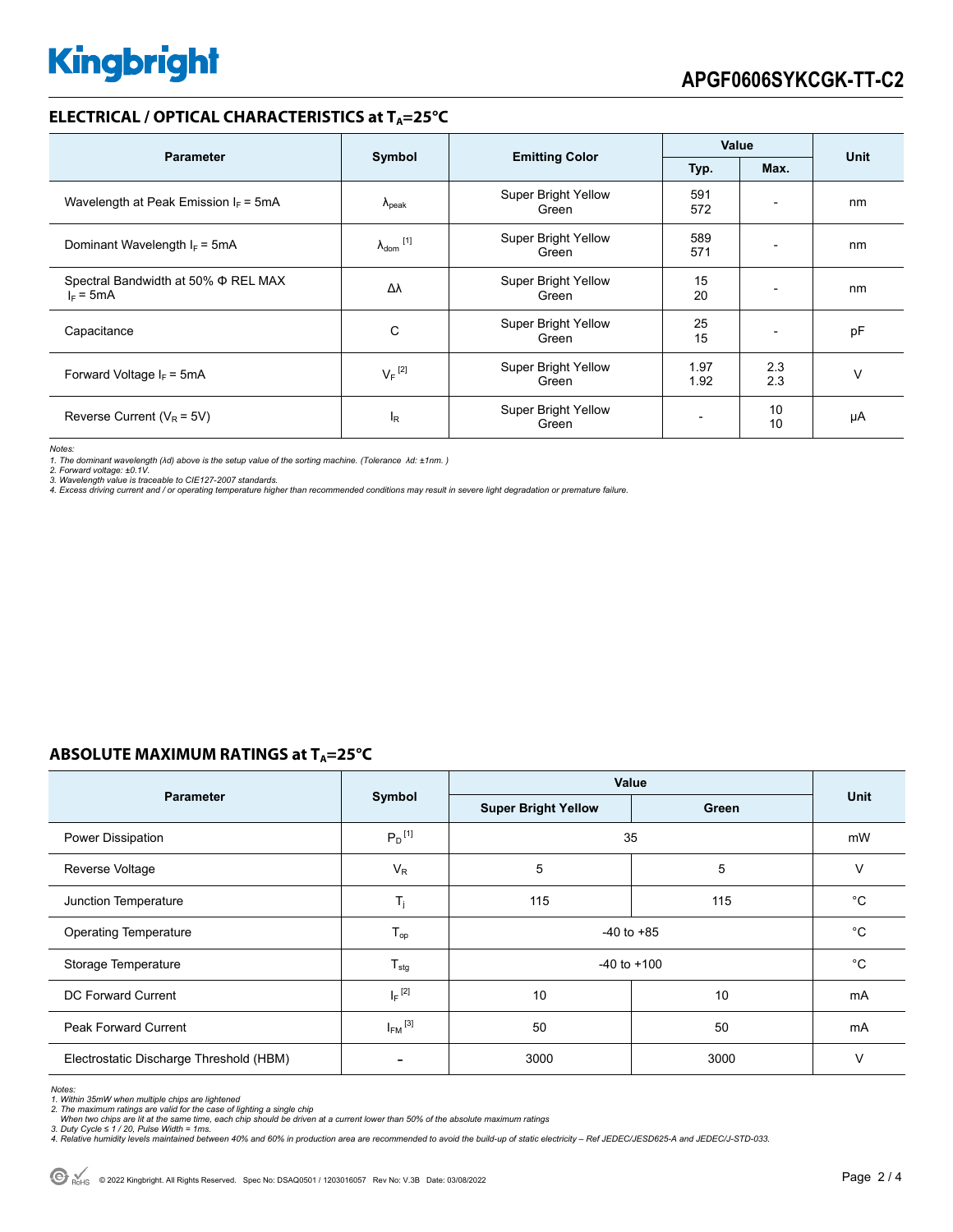## ELECTRICAL / OPTICAL CHARACTERISTICS at $T_A$=25°C

| Parameter | Symbol | Emitting Color | Value | | Unit |
|---|---|---|---|---|---|
| | | | Typ. | Max. | |
| Wavelength at Peak Emission $I_F$ = 5mA | $\lambda_{peak}$ | Super Bright Yellow<br>Green | 591<br>572 | - | nm |
| Dominant Wavelength $I_F$ = 5mA | $\lambda_{dom}$ [1] | Super Bright Yellow<br>Green | 589<br>571 | - | nm |
| Spectral Bandwidth at 50% Φ REL MAX<br>$I_F$ = 5mA | Δλ | Super Bright Yellow<br>Green | 15<br>20 | - | nm |
| Capacitance | C | Super Bright Yellow<br>Green | 25<br>15 | - | pF |
| Forward Voltage $I_F$ = 5mA | $V_F$ [2] | Super Bright Yellow<br>Green | 1.97<br>1.92 | 2.3<br>2.3 | V |
| Reverse Current ($V_R$ = 5V) | $I_R$ | Super Bright Yellow<br>Green | - | 10<br>10 | μA |

*Notes:*
*1. The dominant wavelength (λd) above is the setup value of the sorting machine. (Tolerance λd: ±1nm. )*
*2. Forward voltage: ±0.1V.*
*3. Wavelength value is traceable to CIE127-2007 standards.*
*4. Excess driving current and / or operating temperature higher than recommended conditions may result in severe light degradation or premature failure.*

## ABSOLUTE MAXIMUM RATINGS at $T_A$=25°C

| Parameter | Symbol | Value | | Unit |
|---|---|---|---|---|
| | | Super Bright Yellow | Green | |
| Power Dissipation | $P_D$ [1] | 35 | | mW |
| Reverse Voltage | $V_R$ | 5 | 5 | V |
| Junction Temperature | $T_j$ | 115 | 115 | °C |
| Operating Temperature | $T_{op}$ | -40 to +85 | | °C |
| Storage Temperature | $T_{stg}$ | -40 to +100 | | °C |
| DC Forward Current | $I_F$ [2] | 10 | 10 | mA |
| Peak Forward Current | $I_{FM}$ [3] | 50 | 50 | mA |
| Electrostatic Discharge Threshold (HBM) | - | 3000 | 3000 | V |

*Notes:*
*1. Within 35mW when multiple chips are lightened*
*2. The maximum ratings are valid for the case of lighting a single chip*
*When two chips are lit at the same time, each chip should be driven at a current lower than 50% of the absolute maximum ratings*
*3. Duty Cycle ≤ 1 / 20, Pulse Width = 1ms.*
*4. Relative humidity levels maintained between 40% and 60% in production area are recommended to avoid the build-up of static electricity – Ref JEDEC/JESD625-A and JEDEC/J-STD-033.*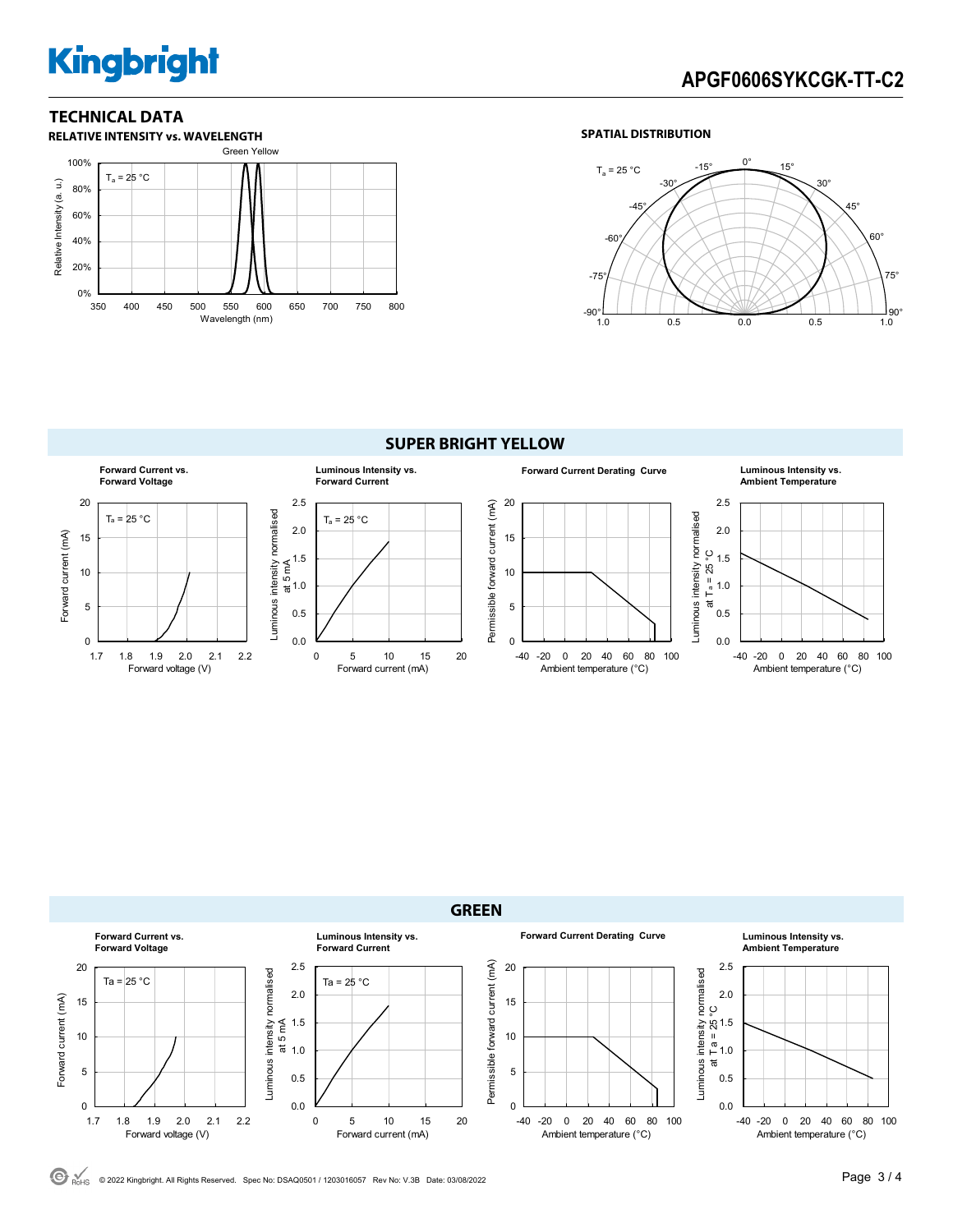## TECHNICAL DATA

### RELATIVE INTENSITY vs. WAVELENGTH

Green Yellow

$T_a$ = 25 °C

Relative Intensity (a. u.)

Wavelength (nm)

### SPATIAL DISTRIBUTION

$T_a$ = 25 °C

## SUPER BRIGHT YELLOW

**Forward Current vs. Forward Voltage**

$T_a$ = 25 °C

Forward current (mA)

Forward voltage (V)

**Luminous Intensity vs. Forward Current**

$T_a$ = 25 °C

Luminous intensity normalised at 5 mA

Forward current (mA)

**Forward Current Derating Curve**

Permissible forward current (mA)

Ambient temperature (°C)

**Luminous Intensity vs. Ambient Temperature**

Luminous intensity normalised at $T_a$ = 25 °C

Ambient temperature (°C)

## GREEN

**Forward Current vs. Forward Voltage**

Ta = 25 °C

Forward current (mA)

Forward voltage (V)

**Luminous Intensity vs. Forward Current**

Ta = 25 °C

Luminous intensity normalised at 5 mA

Forward current (mA)

**Forward Current Derating Curve**

Permissible forward current (mA)

Ambient temperature (°C)

**Luminous Intensity vs. Ambient Temperature**

Luminous intensity normalised at Ta = 25 °C

Ambient temperature (°C)

© 2022 Kingbright. All Rights Reserved. Spec No: DSAQ0501 / 1203016057 Rev No: V.3B Date: 03/08/2022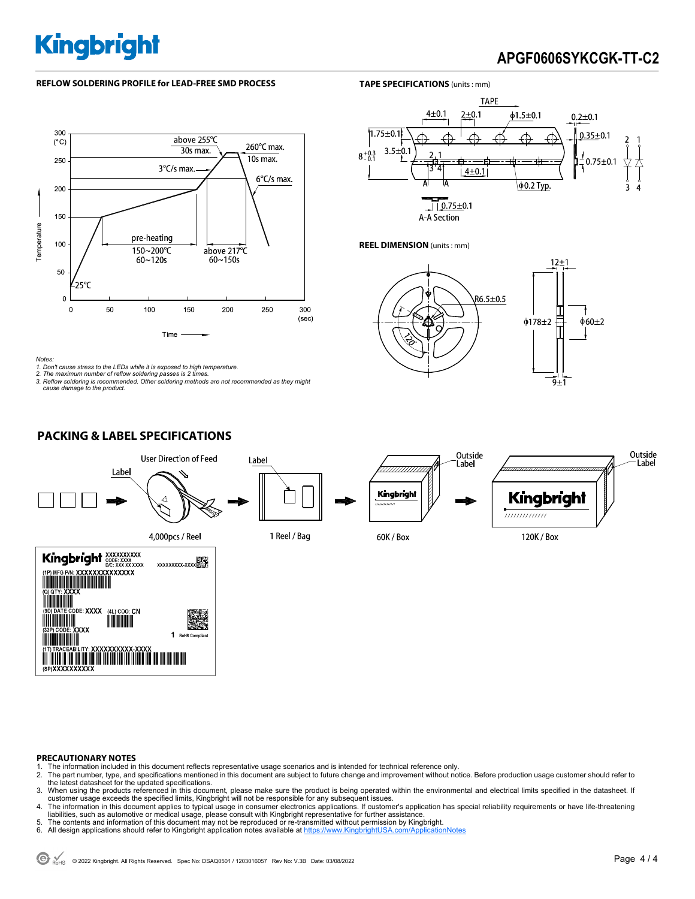## REFLOW SOLDERING PROFILE for LEAD-FREE SMD PROCESS

Temperature (°C)

300
250
200
150
100
50
0

Time (sec)

0 50 100 150 200 250 300

25°C

pre-heating
150~200°C
60~120s

3°C/s max.

above 255°C
30s max.

260°C max.
10s max.

6°C/s max.

above 217°C
60~150s

Notes:
1. Don't cause stress to the LEDs while it is exposed to high temperature.
2. The maximum number of reflow soldering passes is 2 times.
3. Reflow soldering is recommended. Other soldering methods are not recommended as they might cause damage to the product.

## TAPE SPECIFICATIONS (units : mm)

TAPE

4±0.1
2±0.1
ϕ1.5±0.1
0.2±0.1
1.75±0.1
0.35±0.1
$8^{+0.3}_{-0.1}$
3.5±0.1
2 1
3 4
4±0.1
0.75±0.1
ϕ0.2 Typ.
A A
0.75±0.1
A-A Section

## REEL DIMENSION (units : mm)

R6.5±0.5
120°
12±1
ϕ178±2
ϕ60±2
9±1

## PACKING & LABEL SPECIFICATIONS

User Direction of Feed
Label
4,000pcs / Reel
Label
1 Reel / Bag
Outside Label
60K / Box
Outside Label
120K / Box

Kingbright XXXXXXXXXX
CODE: XXXX
D/C: XXX XX XXXX
XXXXXXXXX-XXXX
(1P) MFG P/N: XXXXXXXXXXXXXX
(Q) QTY: XXXX
(9D) DATE CODE: XXXX (4L) COO: CN
(33P) CODE: XXXX
1 RoHS Compliant
(1T) TRACEABILITY: XXXXXXXXXX-XXXX
(SP)XXXXXXXXXX

## PRECAUTIONARY NOTES

1. The information included in this document reflects representative usage scenarios and is intended for technical reference only.
2. The part number, type, and specifications mentioned in this document are subject to future change and improvement without notice. Before production usage customer should refer to the latest datasheet for the updated specifications.
3. When using the products referenced in this document, please make sure the product is being operated within the environmental and electrical limits specified in the datasheet. If customer usage exceeds the specified limits, Kingbright will not be responsible for any subsequent issues.
4. The information in this document applies to typical usage in consumer electronics applications. If customer's application has special reliability requirements or have life-threatening liabilities, such as automotive or medical usage, please consult with Kingbright representative for further assistance.
5. The contents and information of this document may not be reproduced or re-transmitted without permission by Kingbright.
6. All design applications should refer to Kingbright application notes available at https://www.KingbrightUSA.com/ApplicationNotes